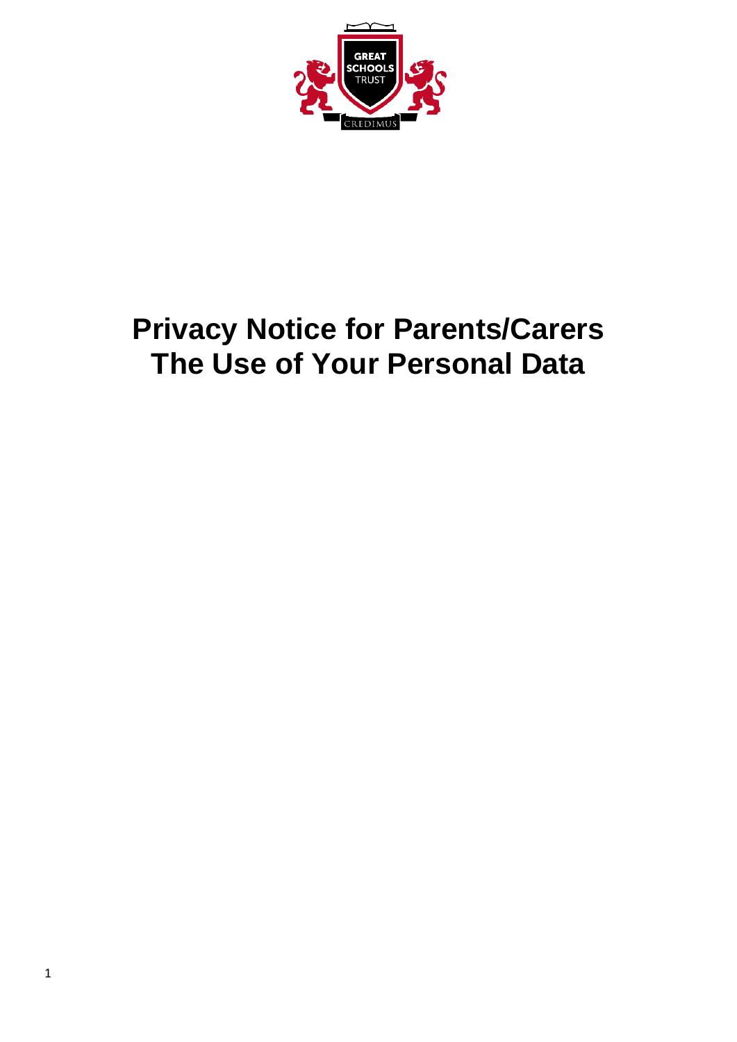# Privacy Notice for Parents/Carers
# The Use of Your Personal Data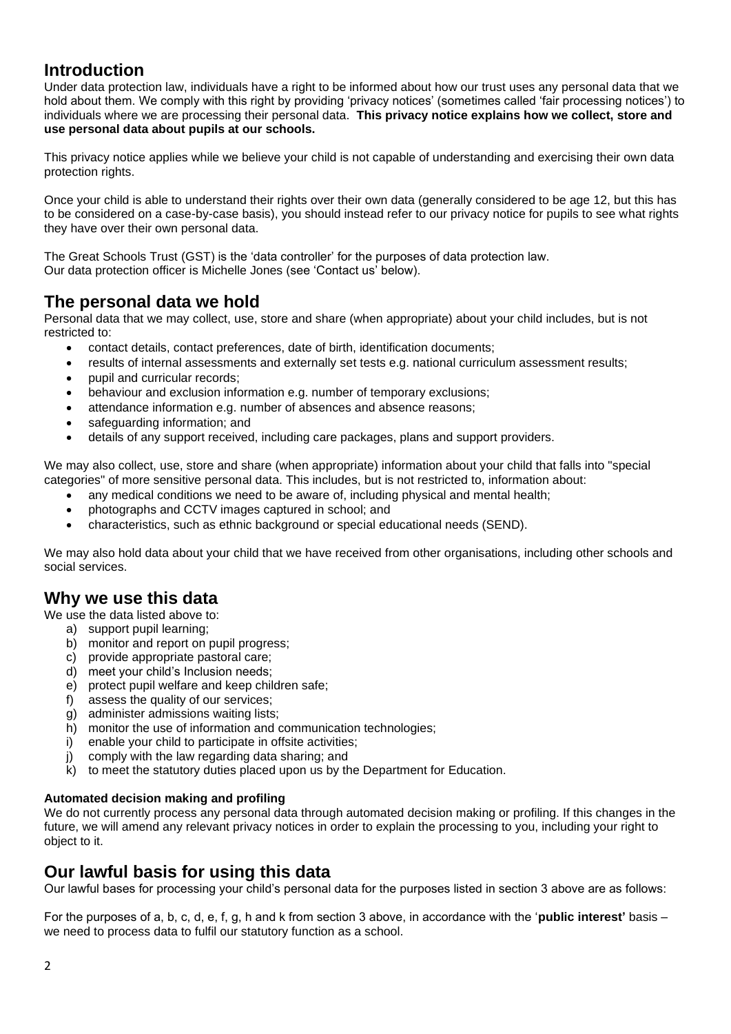## Introduction

Under data protection law, individuals have a right to be informed about how our trust uses any personal data that we hold about them. We comply with this right by providing 'privacy notices' (sometimes called 'fair processing notices') to individuals where we are processing their personal data. **This privacy notice explains how we collect, store and use personal data about pupils at our schools.**

This privacy notice applies while we believe your child is not capable of understanding and exercising their own data protection rights.

Once your child is able to understand their rights over their own data (generally considered to be age 12, but this has to be considered on a case-by-case basis), you should instead refer to our privacy notice for pupils to see what rights they have over their own personal data.

The Great Schools Trust (GST) is the 'data controller' for the purposes of data protection law.
Our data protection officer is Michelle Jones (see 'Contact us' below).

## The personal data we hold

Personal data that we may collect, use, store and share (when appropriate) about your child includes, but is not restricted to:

- contact details, contact preferences, date of birth, identification documents;
- results of internal assessments and externally set tests e.g. national curriculum assessment results;
- pupil and curricular records;
- behaviour and exclusion information e.g. number of temporary exclusions;
- attendance information e.g. number of absences and absence reasons;
- safeguarding information; and
- details of any support received, including care packages, plans and support providers.

We may also collect, use, store and share (when appropriate) information about your child that falls into "special categories" of more sensitive personal data. This includes, but is not restricted to, information about:

- any medical conditions we need to be aware of, including physical and mental health;
- photographs and CCTV images captured in school; and
- characteristics, such as ethnic background or special educational needs (SEND).

We may also hold data about your child that we have received from other organisations, including other schools and social services.

## Why we use this data

We use the data listed above to:

a) support pupil learning;
b) monitor and report on pupil progress;
c) provide appropriate pastoral care;
d) meet your child's Inclusion needs;
e) protect pupil welfare and keep children safe;
f) assess the quality of our services;
g) administer admissions waiting lists;
h) monitor the use of information and communication technologies;
i) enable your child to participate in offsite activities;
j) comply with the law regarding data sharing; and
k) to meet the statutory duties placed upon us by the Department for Education.

**Automated decision making and profiling**

We do not currently process any personal data through automated decision making or profiling. If this changes in the future, we will amend any relevant privacy notices in order to explain the processing to you, including your right to object to it.

## Our lawful basis for using this data

Our lawful bases for processing your child's personal data for the purposes listed in section 3 above are as follows:

For the purposes of a, b, c, d, e, f, g, h and k from section 3 above, in accordance with the '**public interest'** basis – we need to process data to fulfil our statutory function as a school.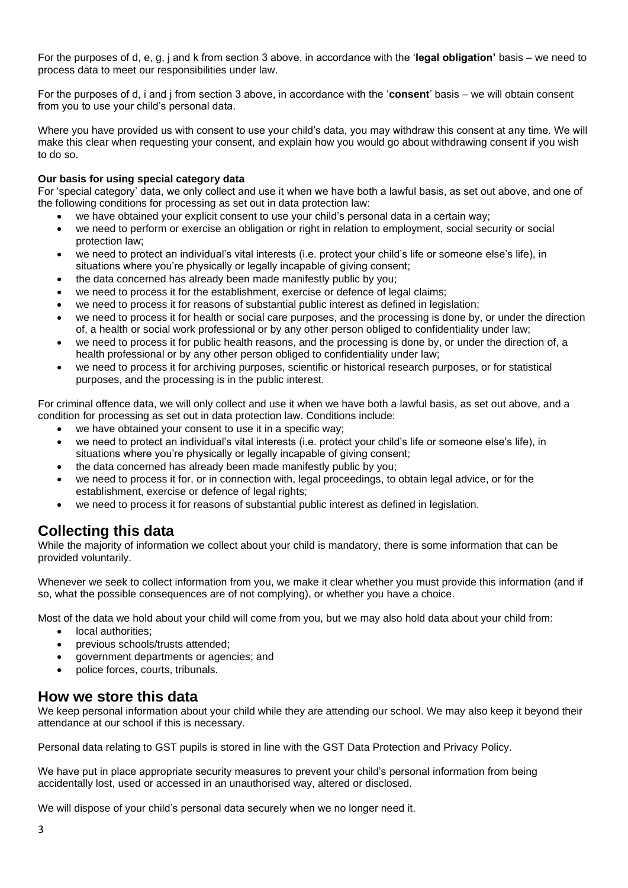For the purposes of d, e, g, j and k from section 3 above, in accordance with the '**legal obligation'** basis – we need to process data to meet our responsibilities under law.

For the purposes of d, i and j from section 3 above, in accordance with the '**consent**' basis – we will obtain consent from you to use your child's personal data.

Where you have provided us with consent to use your child's data, you may withdraw this consent at any time. We will make this clear when requesting your consent, and explain how you would go about withdrawing consent if you wish to do so.

**Our basis for using special category data**

For 'special category' data, we only collect and use it when we have both a lawful basis, as set out above, and one of the following conditions for processing as set out in data protection law:

- we have obtained your explicit consent to use your child's personal data in a certain way;
- we need to perform or exercise an obligation or right in relation to employment, social security or social protection law;
- we need to protect an individual's vital interests (i.e. protect your child's life or someone else's life), in situations where you're physically or legally incapable of giving consent;
- the data concerned has already been made manifestly public by you;
- we need to process it for the establishment, exercise or defence of legal claims;
- we need to process it for reasons of substantial public interest as defined in legislation;
- we need to process it for health or social care purposes, and the processing is done by, or under the direction of, a health or social work professional or by any other person obliged to confidentiality under law;
- we need to process it for public health reasons, and the processing is done by, or under the direction of, a health professional or by any other person obliged to confidentiality under law;
- we need to process it for archiving purposes, scientific or historical research purposes, or for statistical purposes, and the processing is in the public interest.

For criminal offence data, we will only collect and use it when we have both a lawful basis, as set out above, and a condition for processing as set out in data protection law. Conditions include:

- we have obtained your consent to use it in a specific way;
- we need to protect an individual's vital interests (i.e. protect your child's life or someone else's life), in situations where you're physically or legally incapable of giving consent;
- the data concerned has already been made manifestly public by you;
- we need to process it for, or in connection with, legal proceedings, to obtain legal advice, or for the establishment, exercise or defence of legal rights;
- we need to process it for reasons of substantial public interest as defined in legislation.

## Collecting this data

While the majority of information we collect about your child is mandatory, there is some information that can be provided voluntarily.

Whenever we seek to collect information from you, we make it clear whether you must provide this information (and if so, what the possible consequences are of not complying), or whether you have a choice.

Most of the data we hold about your child will come from you, but we may also hold data about your child from:

- local authorities;
- previous schools/trusts attended;
- government departments or agencies; and
- police forces, courts, tribunals.

## How we store this data

We keep personal information about your child while they are attending our school. We may also keep it beyond their attendance at our school if this is necessary.

Personal data relating to GST pupils is stored in line with the GST Data Protection and Privacy Policy.

We have put in place appropriate security measures to prevent your child's personal information from being accidentally lost, used or accessed in an unauthorised way, altered or disclosed.

We will dispose of your child's personal data securely when we no longer need it.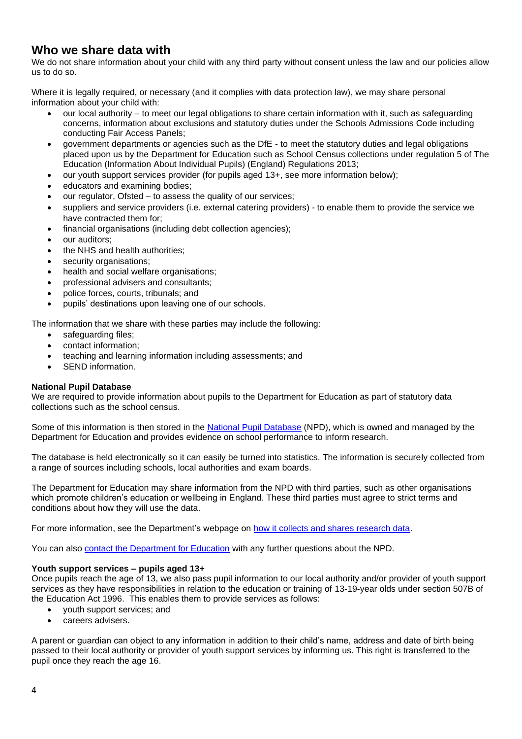## Who we share data with

We do not share information about your child with any third party without consent unless the law and our policies allow us to do so.

Where it is legally required, or necessary (and it complies with data protection law), we may share personal information about your child with:

- our local authority – to meet our legal obligations to share certain information with it, such as safeguarding concerns, information about exclusions and statutory duties under the Schools Admissions Code including conducting Fair Access Panels;
- government departments or agencies such as the DfE - to meet the statutory duties and legal obligations placed upon us by the Department for Education such as School Census collections under regulation 5 of The Education (Information About Individual Pupils) (England) Regulations 2013;
- our youth support services provider (for pupils aged 13+, see more information below);
- educators and examining bodies;
- our regulator, Ofsted – to assess the quality of our services;
- suppliers and service providers (i.e. external catering providers) - to enable them to provide the service we have contracted them for;
- financial organisations (including debt collection agencies);
- our auditors;
- the NHS and health authorities;
- security organisations;
- health and social welfare organisations;
- professional advisers and consultants;
- police forces, courts, tribunals; and
- pupils' destinations upon leaving one of our schools.

The information that we share with these parties may include the following:

- safeguarding files;
- contact information;
- teaching and learning information including assessments; and
- SEND information.

**National Pupil Database**

We are required to provide information about pupils to the Department for Education as part of statutory data collections such as the school census.

Some of this information is then stored in the [National Pupil Database](#) (NPD), which is owned and managed by the Department for Education and provides evidence on school performance to inform research.

The database is held electronically so it can easily be turned into statistics. The information is securely collected from a range of sources including schools, local authorities and exam boards.

The Department for Education may share information from the NPD with third parties, such as other organisations which promote children's education or wellbeing in England. These third parties must agree to strict terms and conditions about how they will use the data.

For more information, see the Department's webpage on [how it collects and shares research data](#).

You can also [contact the Department for Education](#) with any further questions about the NPD.

**Youth support services – pupils aged 13+**

Once pupils reach the age of 13, we also pass pupil information to our local authority and/or provider of youth support services as they have responsibilities in relation to the education or training of 13-19-year olds under section 507B of the Education Act 1996. This enables them to provide services as follows:

- youth support services; and
- careers advisers.

A parent or guardian can object to any information in addition to their child's name, address and date of birth being passed to their local authority or provider of youth support services by informing us. This right is transferred to the pupil once they reach the age 16.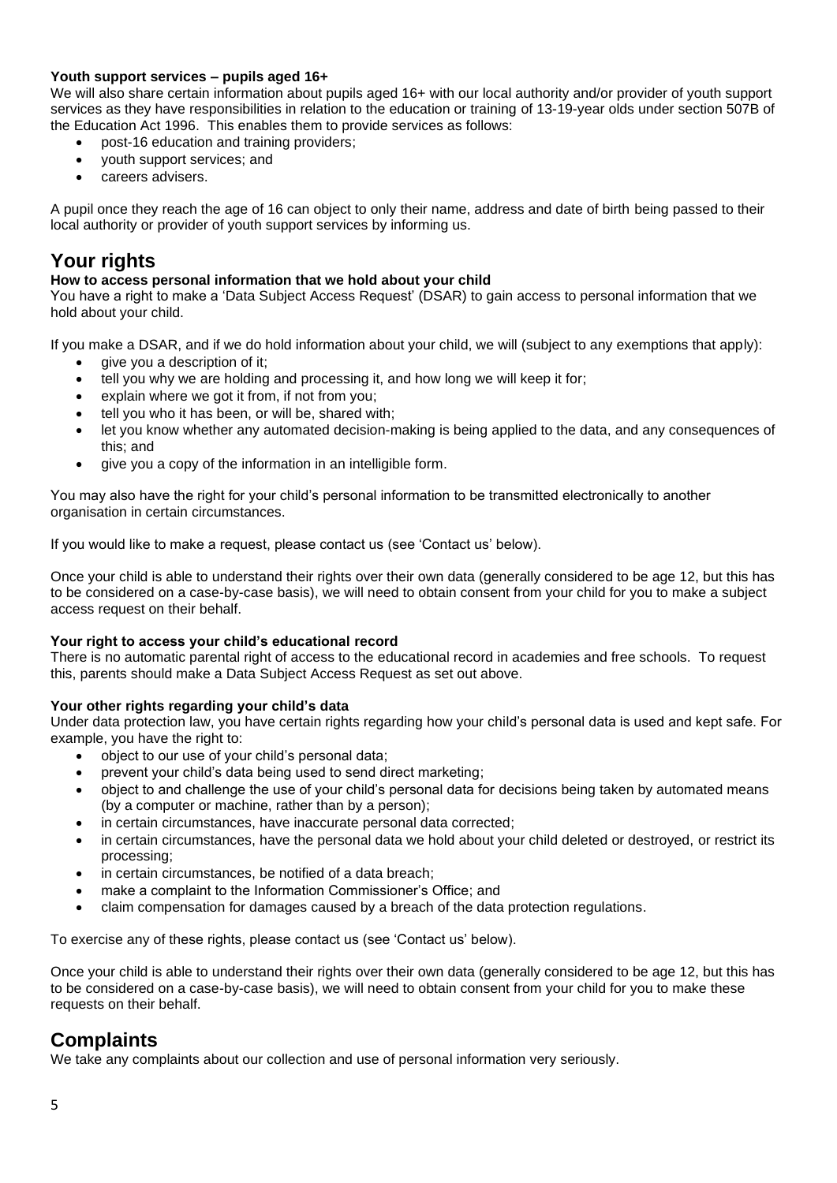**Youth support services – pupils aged 16+**

We will also share certain information about pupils aged 16+ with our local authority and/or provider of youth support services as they have responsibilities in relation to the education or training of 13-19-year olds under section 507B of the Education Act 1996. This enables them to provide services as follows:

- post-16 education and training providers;
- youth support services; and
- careers advisers.

A pupil once they reach the age of 16 can object to only their name, address and date of birth being passed to their local authority or provider of youth support services by informing us.

## Your rights

**How to access personal information that we hold about your child**

You have a right to make a 'Data Subject Access Request' (DSAR) to gain access to personal information that we hold about your child.

If you make a DSAR, and if we do hold information about your child, we will (subject to any exemptions that apply):

- give you a description of it;
- tell you why we are holding and processing it, and how long we will keep it for;
- explain where we got it from, if not from you;
- tell you who it has been, or will be, shared with;
- let you know whether any automated decision-making is being applied to the data, and any consequences of this; and
- give you a copy of the information in an intelligible form.

You may also have the right for your child's personal information to be transmitted electronically to another organisation in certain circumstances.

If you would like to make a request, please contact us (see 'Contact us' below).

Once your child is able to understand their rights over their own data (generally considered to be age 12, but this has to be considered on a case-by-case basis), we will need to obtain consent from your child for you to make a subject access request on their behalf.

**Your right to access your child's educational record**

There is no automatic parental right of access to the educational record in academies and free schools. To request this, parents should make a Data Subject Access Request as set out above.

**Your other rights regarding your child's data**

Under data protection law, you have certain rights regarding how your child's personal data is used and kept safe. For example, you have the right to:

- object to our use of your child's personal data;
- prevent your child's data being used to send direct marketing;
- object to and challenge the use of your child's personal data for decisions being taken by automated means (by a computer or machine, rather than by a person);
- in certain circumstances, have inaccurate personal data corrected;
- in certain circumstances, have the personal data we hold about your child deleted or destroyed, or restrict its processing;
- in certain circumstances, be notified of a data breach;
- make a complaint to the Information Commissioner's Office; and
- claim compensation for damages caused by a breach of the data protection regulations.

To exercise any of these rights, please contact us (see 'Contact us' below).

Once your child is able to understand their rights over their own data (generally considered to be age 12, but this has to be considered on a case-by-case basis), we will need to obtain consent from your child for you to make these requests on their behalf.

## Complaints

We take any complaints about our collection and use of personal information very seriously.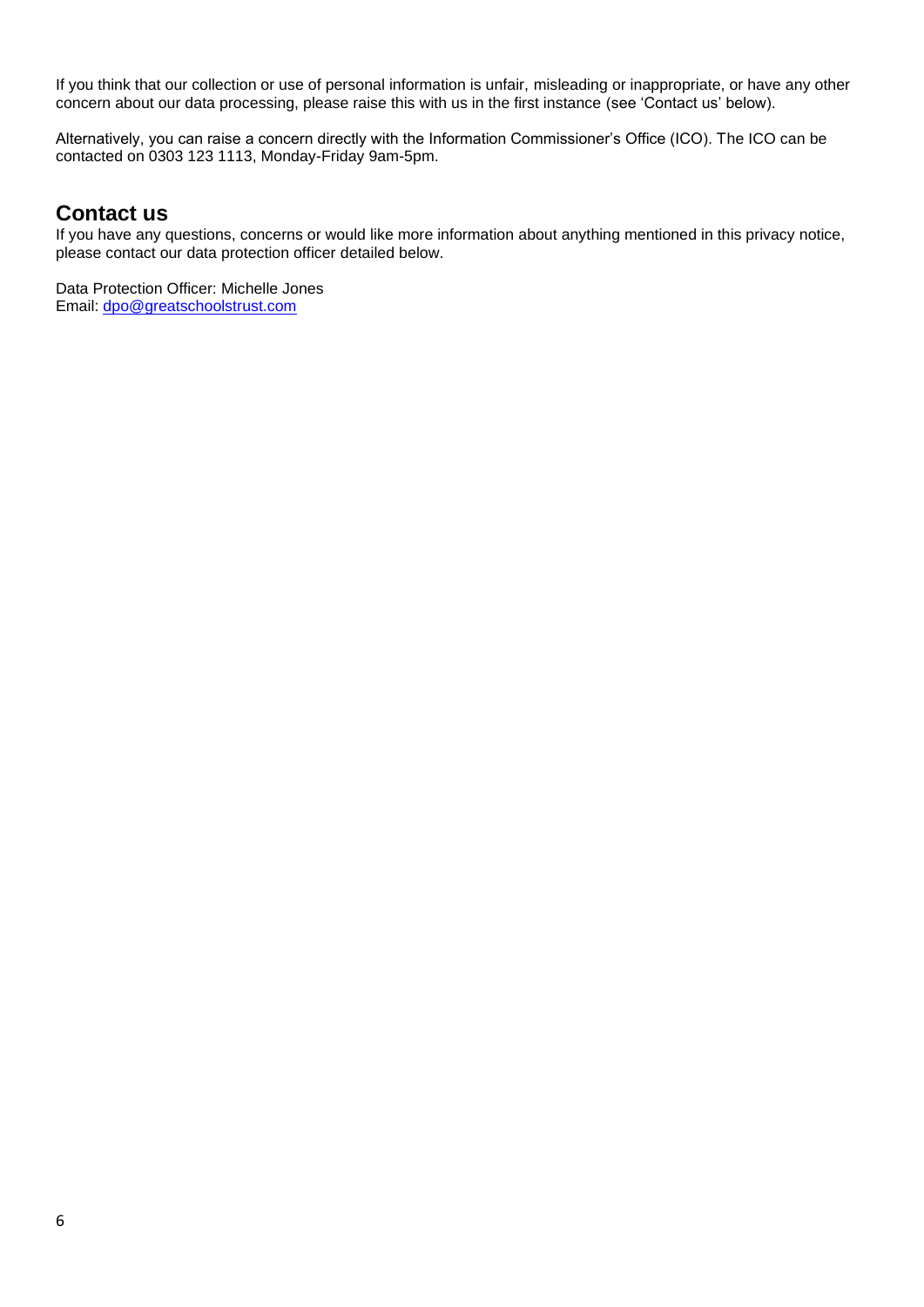If you think that our collection or use of personal information is unfair, misleading or inappropriate, or have any other concern about our data processing, please raise this with us in the first instance (see 'Contact us' below).

Alternatively, you can raise a concern directly with the Information Commissioner's Office (ICO). The ICO can be contacted on 0303 123 1113, Monday-Friday 9am-5pm.

## Contact us

If you have any questions, concerns or would like more information about anything mentioned in this privacy notice, please contact our data protection officer detailed below.

Data Protection Officer: Michelle Jones
Email: dpo@greatschoolstrust.com